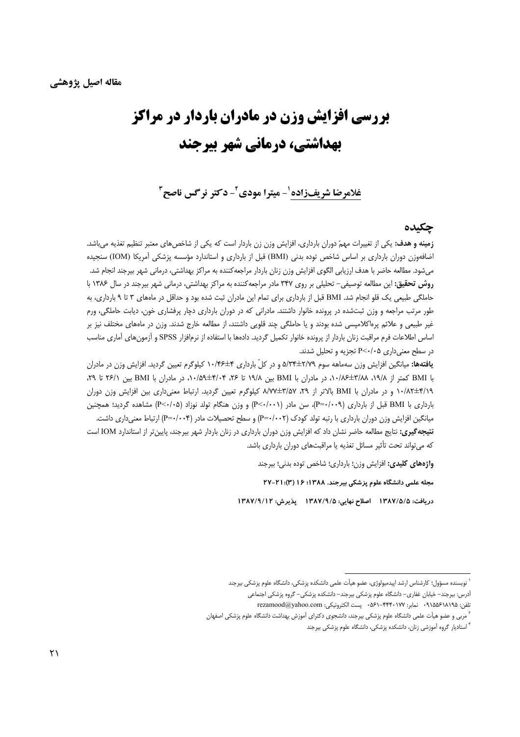**مقاله اصیل پژوهشی**

# بررسی افزایش وزن در مادران باردار در مراکز بهداشتی، درمانی شهر بیرجند

غلامرضا شریف‌زاده[1] - میترا مودی[2] - دکتر نرگس ناصح[3]

## چکیده

**زمینه و هدف:** یکی از تغییرات مهمّ دوران بارداری، افزایش وزن زن باردار است که یکی از شاخص‌های معتبر تنظیم تغذیه می‌باشد. اضافه‌وزن دوران بارداری بر اساس شاخص توده بدنی (BMI) قبل از بارداری و استاندارد مؤسسه پزشکی آمریکا (IOM) سنجیده می‌شود. مطالعه حاضر با هدف ارزیابی الگوی افزایش وزن زنان باردار مراجعه‌کننده به مراکز بهداشتی، درمانی شهر بیرجند انجام شد.

**روش تحقیق:** این مطالعه توصیفی- تحلیلی بر روی ۳۴۷ مادر مراجعه‌کننده به مراکز بهداشتی، درمانی شهر بیرجند در سال ۱۳۸۶ با حاملگی طبیعی یک قلو انجام شد. BMI قبل از بارداری برای تمام این مادران ثبت شده بود و حداقل در ماههای ۳ تا ۹ بارداری، به طور مرتب مراجعه و وزن ثبت‌شده در پرونده خانوار داشتند. مادرانی که در دوران بارداری دچار پرفشاری خون، دیابت حاملگی، ورم غیر طبیعی و علائم پره‌اکلامپسی شده بودند و یا حاملگی چند قلویی داشتند، از مطالعه خارج شدند. وزن در ماههای مختلف نیز بر اساس اطلاعات فرم مراقبت زنان باردار از پرونده خانوار تکمیل گردید. داده‌ها با استفاده از نرم‌افزار SPSS و آزمون‌های آماری مناسب در سطح معنی‌داری P<۰/۰۵ تجزیه و تحلیل شدند.

**یافته‌ها:** میانگین افزایش وزن سه‌ماهه سوم ۲/۷۹±۵/۳۴ و در کلّ بارداری ۴±۱۰/۴۶ کیلوگرم تعیین گردید. افزایش وزن در مادران با BMI کمتر از ۱۹/۸، ۳/۸۸±۱۰/۸۶، در مادران با BMI بین ۱۹/۸ تا ۲۶، ۴/۰۴±۱۰/۵۹، در مادران با BMI بین ۲۶/۱ تا ۲۹، ۴/۱۹±۱۰/۸۲ و در مادران با BMI بالاتر از ۲۹، ۳/۵۷±۸/۷۷ کیلوگرم تعیین گردید. ارتباط معنی‌داری بین افزایش وزن دوران بارداری با BMI قبل از بارداری (P=۰/۰۰۹)، سن مادر (P<۰/۰۰۱) و وزن هنگام تولد نوزاد (P<۰/۰۵) مشاهده گردید؛ همچنین میانگین افزایش وزن دوران بارداری با رتبه تولد کودک (P=۰/۰۰۲) و سطح تحصیلات مادر (P=۰/۰۰۴) ارتباط معنی‌داری داشت.

**نتیجه‌گیری:** نتایج مطالعه حاضر نشان داد که افزایش وزن دوران بارداری در زنان باردار شهر بیرجند، پایین‌تر از استاندارد IOM است که می‌تواند تحت تأثیر مسائل تغذیه یا مراقبت‌های دوران بارداری باشد.

**واژه‌های کلیدی:** افزایش وزن؛ بارداری؛ شاخص توده بدنی؛ بیرجند

**مجله علمی دانشگاه علوم پزشکی بیرجند. ۱۳۸۸؛ ۱۶ (۳):۲۱-۲۷**

**دریافت: ۱۳۸۷/۵/۵ اصلاح نهایی: ۱۳۸۷/۹/۵ پذیرش: ۱۳۸۷/۹/۱۲**

---

[1] نویسنده مسؤول؛ کارشناس ارشد اپیدمیولوژی، عضو هیأت علمی دانشکده پزشکی، دانشگاه علوم پزشکی بیرجند

آدرس: بیرجند- خیابان غفاری- دانشگاه علوم پزشکی بیرجند- دانشکده پزشکی- گروه پزشکی اجتماعی

تلفن: ۰۹۱۵۵۶۱۸۱۹۵ نمابر: ۴۴۴۰۱۷۷-۰۵۶۱ پست الکترونیکی: rezamood@yahoo.com

[2] مربی و عضو هیأت علمی دانشگاه علوم پزشکی بیرجند، دانشجوی دکترای آموزش بهداشت دانشگاه علوم پزشکی اصفهان

[3] استادیار گروه آموزشی زنان، دانشکده پزشکی، دانشگاه علوم پزشکی بیرجند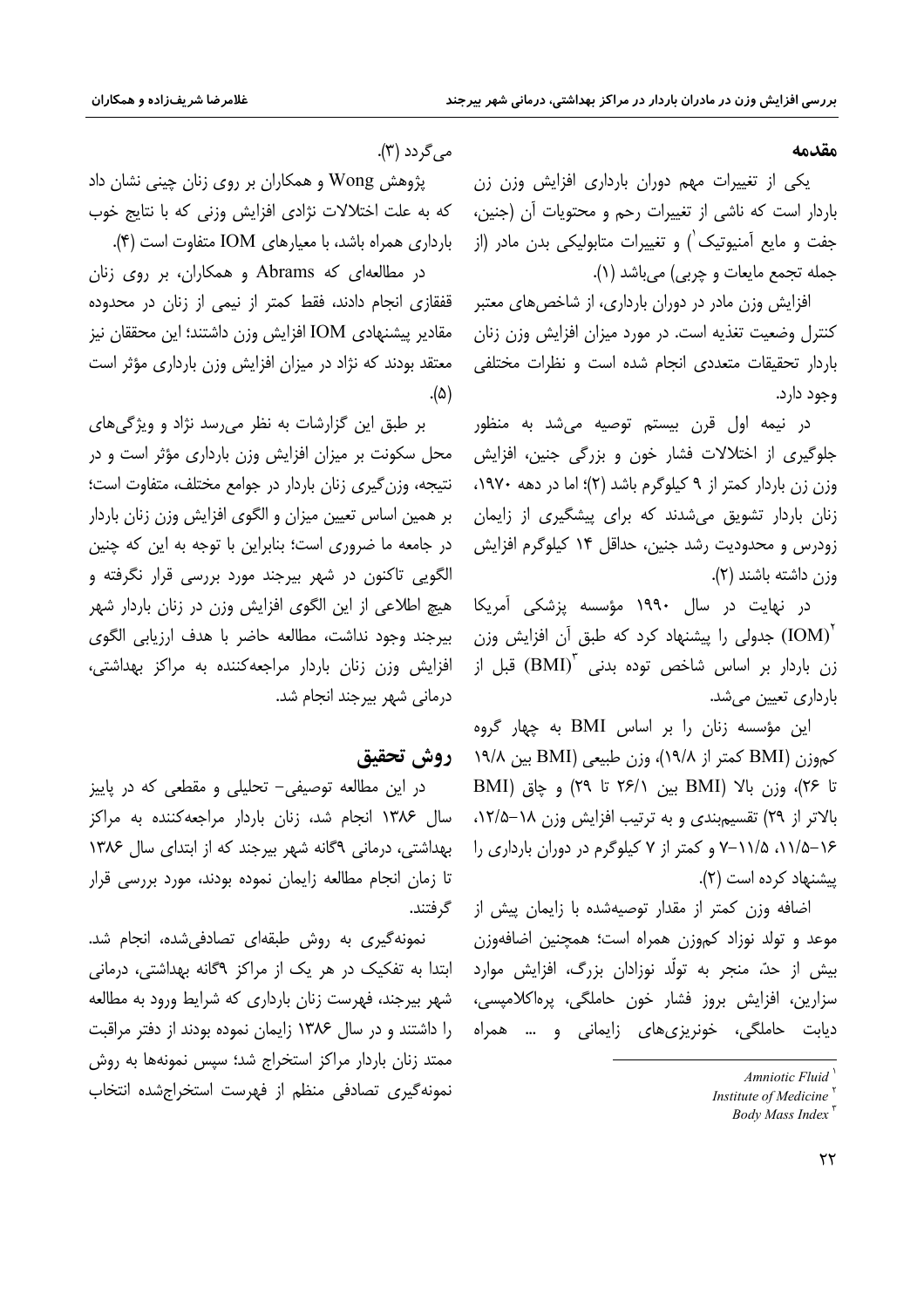## مقدمه

یکی از تغییرات مهم دوران بارداری افزایش وزن زن باردار است که ناشی از تغییرات رحم و محتویات آن (جنین، جفت و مایع آمنیوتیک[1]) و تغییرات متابولیکی بدن مادر (از جمله تجمع مایعات و چربی) می‌باشد (۱).

افزایش وزن مادر در دوران بارداری، از شاخص‌های معتبر کنترل وضعیت تغذیه است. در مورد میزان افزایش وزن زنان باردار تحقیقات متعددی انجام شده است و نظرات مختلفی وجود دارد.

در نیمه اول قرن بیستم توصیه می‌شد به منظور جلوگیری از اختلالات فشار خون و بزرگی جنین، افزایش وزن زن باردار کمتر از ۹ کیلوگرم باشد (۲)؛ اما در دهه ۱۹۷۰، زنان باردار تشویق می‌شدند که برای پیشگیری از زایمان زودرس و محدودیت رشد جنین، حداقل ۱۴ کیلوگرم افزایش وزن داشته باشند (۲).

در نهایت در سال ۱۹۹۰ مؤسسه پزشکی آمریکا (IOM)[2] جدولی را پیشنهاد کرد که طبق آن افزایش وزن زن باردار بر اساس شاخص توده بدنی (BMI)[3] قبل از بارداری تعیین می‌شد.

این مؤسسه زنان را بر اساس BMI به چهار گروه کم‌وزن (BMI کمتر از ۱۹/۸)، وزن طبیعی (BMI بین ۱۹/۸ تا ۲۶)، وزن بالا (BMI بین ۲۶/۱ تا ۲۹) و چاق (BMI بالاتر از ۲۹) تقسیم‌بندی و به ترتیب افزایش وزن ۱۸-۱۲/۵، ۱۶-۱۱/۵، ۱۱/۵-۷ و کمتر از ۷ کیلوگرم در دوران بارداری را پیشنهاد کرده است (۲).

اضافه وزن کمتر از مقدار توصیه‌شده با زایمان پیش از موعد و تولد نوزاد کم‌وزن همراه است؛ همچنین اضافه‌وزن بیش از حدّ، منجر به تولّد نوزادان بزرگ، افزایش موارد سزارین، افزایش بروز فشار خون حاملگی، پره‌اکلامپسی، دیابت حاملگی، خونریزی‌های زایمانی و ... همراه می‌گردد (۳).

پژوهش Wong و همکاران بر روی زنان چینی نشان داد که به علت اختلالات نژادی افزایش وزنی که با نتایج خوب بارداری همراه باشد، با معیارهای IOM متفاوت است (۴).

در مطالعه‌ای که Abrams و همکاران، بر روی زنان قفقازی انجام دادند، فقط کمتر از نیمی از زنان در محدوده مقادیر پیشنهادی IOM افزایش وزن داشتند؛ این محققان نیز معتقد بودند که نژاد در میزان افزایش وزن بارداری مؤثر است (۵).

بر طبق این گزارشات به نظر می‌رسد نژاد و ویژگی‌های محل سکونت بر میزان افزایش وزن بارداری مؤثر است و در نتیجه، وزن‌گیری زنان باردار در جوامع مختلف، متفاوت است؛ بر همین اساس تعیین میزان و الگوی افزایش وزن زنان باردار در جامعه ما ضروری است؛ بنابراین با توجه به این که چنین الگویی تاکنون در شهر بیرجند مورد بررسی قرار نگرفته و هیچ اطلاعی از این الگوی افزایش وزن در زنان باردار شهر بیرجند وجود نداشت، مطالعه حاضر با هدف ارزیابی الگوی افزایش وزن زنان باردار مراجعه‌کننده به مراکز بهداشتی، درمانی شهر بیرجند انجام شد.

## روش تحقیق

در این مطالعه توصیفی- تحلیلی و مقطعی که در پاییز سال ۱۳۸۶ انجام شد، زنان باردار مراجعه‌کننده به مراکز بهداشتی، درمانی ۹گانه شهر بیرجند که از ابتدای سال ۱۳۸۶ تا زمان انجام مطالعه زایمان نموده بودند، مورد بررسی قرار گرفتند.

نمونه‌گیری به روش طبقه‌ای تصادفی‌شده، انجام شد. ابتدا به تفکیک در هر یک از مراکز ۹گانه بهداشتی، درمانی شهر بیرجند، فهرست زنان بارداری که شرایط ورود به مطالعه را داشتند و در سال ۱۳۸۶ زایمان نموده بودند از دفتر مراقبت ممتد زنان باردار مراکز استخراج شد؛ سپس نمونه‌ها به روش نمونه‌گیری تصادفی منظم از فهرست استخراج‌شده انتخاب

---

[1] *Amniotic Fluid*

[2] *Institute of Medicine*

[3] *Body Mass Index*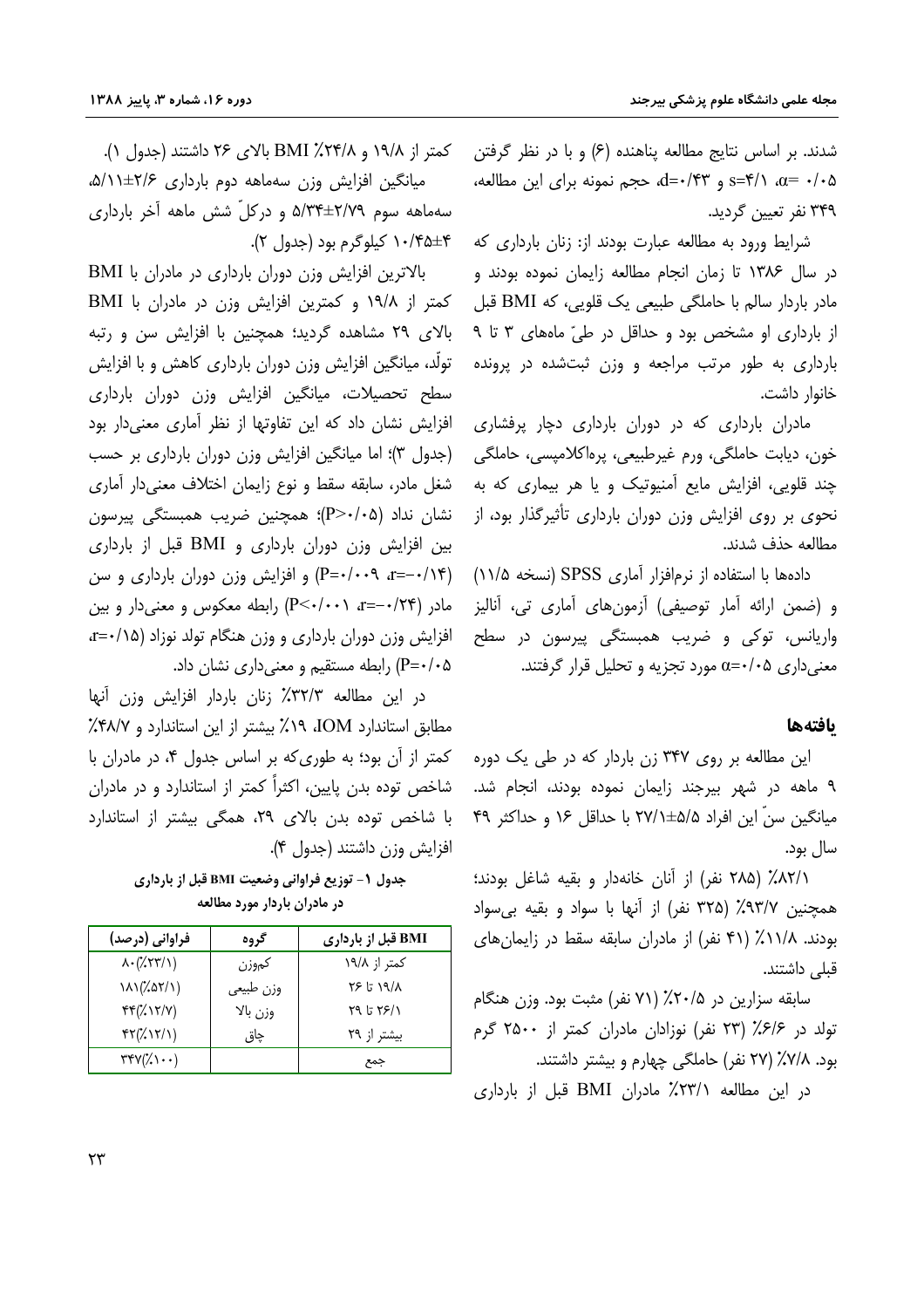شدند. بر اساس نتایج مطالعه پناهنده (۶) و با در نظر گرفتن $\alpha$= ۰/۰۵، s=۴/۱ و d=۰/۴۳، حجم نمونه برای این مطالعه، ۳۴۹ نفر تعیین گردید.

شرایط ورود به مطالعه عبارت بودند از: زنان بارداری که در سال ۱۳۸۶ تا زمان انجام مطالعه زایمان نموده بودند و مادر باردار سالم با حاملگی طبیعی یک قلویی، که BMI قبل از بارداری او مشخص بود و حداقل در طیّ ماههای ۳ تا ۹ بارداری به طور مرتب مراجعه و وزن ثبت‌شده در پرونده خانوار داشت.

مادران بارداری که در دوران بارداری دچار پرفشاری خون، دیابت حاملگی، ورم غیرطبیعی، پره‌اکلامپسی، حاملگی چند قلویی، افزایش مایع آمنیوتیک و یا هر بیماری که به نحوی بر روی افزایش وزن دوران بارداری تأثیرگذار بود، از مطالعه حذف شدند.

داده‌ها با استفاده از نرم‌افزار آماری SPSS (نسخه ۱۱/۵) و (ضمن ارائه آمار توصیفی) آزمون‌های آماری تی، آنالیز واریانس، توکی و ضریب همبستگی پیرسون در سطح معنی‌داری $\alpha$=۰/۰۵ مورد تجزیه و تحلیل قرار گرفتند.

## یافته‌ها

این مطالعه بر روی ۳۴۷ زن باردار که در طی یک دوره ۹ ماهه در شهر بیرجند زایمان نموده بودند، انجام شد. میانگین سنّ این افراد ۵/۵±۲۷/۱ با حداقل ۱۶ و حداکثر ۴۹ سال بود.

۸۲/۱٪ (۲۸۵ نفر) از آنان خانه‌دار و بقیه شاغل بودند؛ همچنین ۹۳/۷٪ (۳۲۵ نفر) از آنها با سواد و بقیه بی‌سواد بودند. ۱۱/۸٪ (۴۱ نفر) از مادران سابقه سقط در زایمان‌های قبلی داشتند.

سابقه سزارین در ۲۰/۵٪ (۷۱ نفر) مثبت بود. وزن هنگام تولد در ۶/۶٪ (۲۳ نفر) نوزادان مادران کمتر از ۲۵۰۰ گرم بود. ۷/۸٪ (۲۷ نفر) حاملگی چهارم و بیشتر داشتند.

در این مطالعه ۲۳/۱٪ مادران BMI قبل از بارداری کمتر از ۱۹/۸ و ۲۴/۸٪ BMI بالای ۲۶ داشتند (جدول ۱).

میانگین افزایش وزن سه‌ماهه دوم بارداری ۲/۶±۵/۱۱، سه‌ماهه سوم ۲/۷۹±۵/۳۴ و درکلّ شش ماهه آخر بارداری ۴±۱۰/۴۵ کیلوگرم بود (جدول ۲).

بالاترین افزایش وزن دوران بارداری در مادران با BMI کمتر از ۱۹/۸ و کمترین افزایش وزن در مادران با BMI بالای ۲۹ مشاهده گردید؛ همچنین با افزایش سن و رتبه تولّد، میانگین افزایش وزن دوران بارداری کاهش و با افزایش سطح تحصیلات، میانگین افزایش وزن دوران بارداری افزایش نشان داد که این تفاوتها از نظر آماری معنی‌دار بود (جدول ۳)؛ اما میانگین افزایش وزن دوران بارداری بر حسب شغل مادر، سابقه سقط و نوع زایمان اختلاف معنی‌دار آماری نشان نداد (P>۰/۰۵)؛ همچنین ضریب همبستگی پیرسون بین افزایش وزن دوران بارداری و BMI قبل از بارداری (r=-۰/۱۴، P=۰/۰۰۹) و افزایش وزن دوران بارداری و سن مادر (r=-۰/۲۴، P<۰/۰۰۱) رابطه معکوس و معنی‌دار و بین افزایش وزن دوران بارداری و وزن هنگام تولد نوزاد (r=۰/۱۵، P=۰/۰۵) رابطه مستقیم و معنی‌داری نشان داد.

در این مطالعه ۳۲/۳٪ زنان باردار افزایش وزن آنها مطابق استاندارد IOM، ۱۹٪ بیشتر از این استاندارد و ۴۸/۷٪ کمتر از آن بود؛ به طوری‌که بر اساس جدول ۴، در مادران با شاخص توده بدن پایین، اکثراً کمتر از استاندارد و در مادران با شاخص توده بدن بالای ۲۹، همگی بیشتر از استاندارد افزایش وزن داشتند (جدول ۴).

**جدول ۱- توزیع فراوانی وضعیت BMI قبل از بارداری در مادران باردار مورد مطالعه**

| BMI قبل از بارداری | گروه | فراوانی (درصد) |
|---|---|---|
| کمتر از ۱۹/۸ | کم‌وزن | ۸۰(۲۳/۱٪) |
| ۱۹/۸ تا ۲۶ | وزن طبیعی | ۱۸۱(۵۲/۱٪) |
| ۲۶/۱ تا ۲۹ | وزن بالا | ۴۴(۱۲/۷٪) |
| بیشتر از ۲۹ | چاق | ۴۲(۱۲/۱٪) |
| جمع | | ۳۴۷(۱۰۰٪) |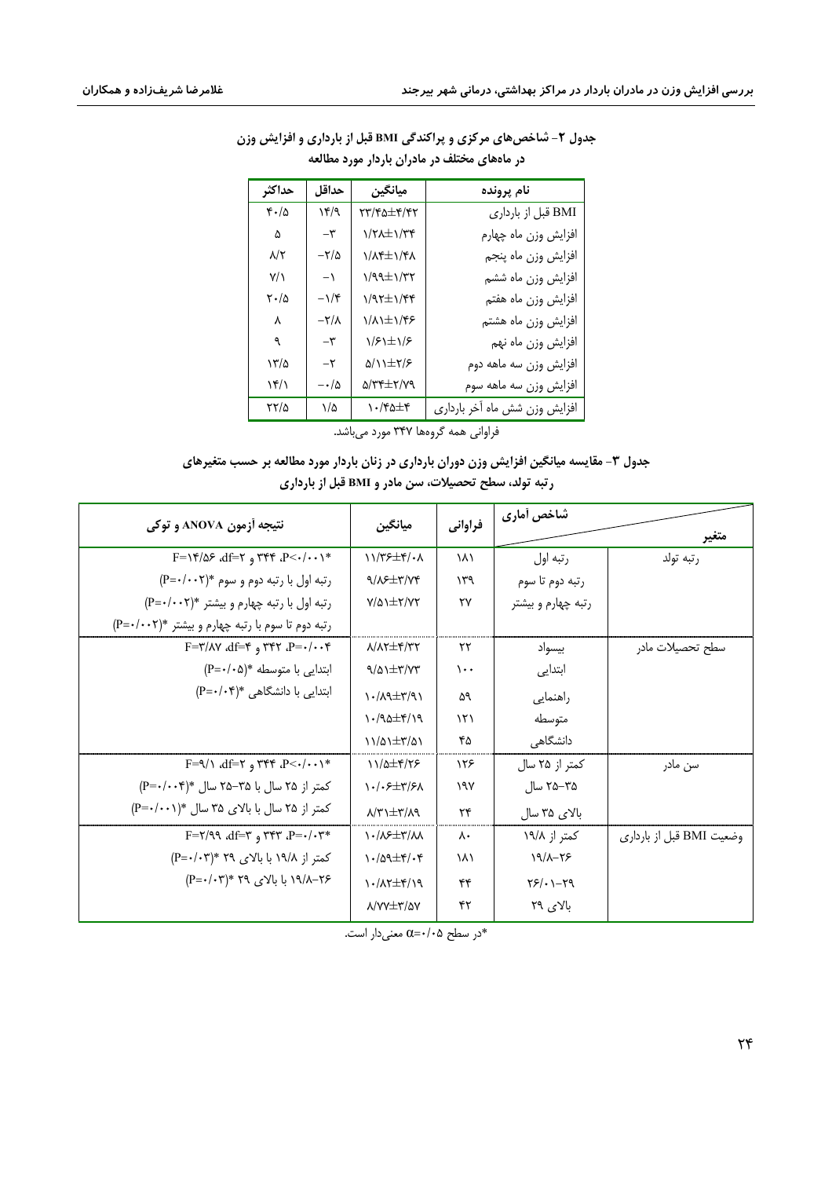**جدول ۲- شاخص‌های مرکزی و پراکندگی BMI قبل از بارداری و افزایش وزن در ماه‌های مختلف در مادران باردار مورد مطالعه**

| نام پرونده | میانگین | حداقل | حداکثر |
|---|---|---|---|
| BMI قبل از بارداری | ۲۳/۴۵±۴/۴۲ | ۱۴/۹ | ۴۰/۵ |
| افزایش وزن ماه چهارم | ۱/۲۸±۱/۳۴ | ۳- | ۵ |
| افزایش وزن ماه پنجم | ۱/۸۴±۱/۴۸ | ۲/۵- | ۸/۲ |
| افزایش وزن ماه ششم | ۱/۹۹±۱/۳۲ | ۱- | ۷/۱ |
| افزایش وزن ماه هفتم | ۱/۹۲±۱/۴۴ | ۱/۴- | ۲۰/۵ |
| افزایش وزن ماه هشتم | ۱/۸۱±۱/۴۶ | ۲/۸- | ۸ |
| افزایش وزن ماه نهم | ۱/۶۱±۱/۶ | ۳- | ۹ |
| افزایش وزن سه ماهه دوم | ۵/۱۱±۲/۶ | ۲- | ۱۳/۵ |
| افزایش وزن سه ماهه سوم | ۵/۳۴±۲/۷۹ | ۰/۵- | ۱۴/۱ |
| افزایش وزن شش ماه آخر بارداری | ۱۰/۴۵±۴ | ۱/۵ | ۲۲/۵ |

فراوانی همه گروه‌ها ۳۴۷ مورد می‌باشد.

**جدول ۳- مقایسه میانگین افزایش وزن دوران بارداری در زنان باردار مورد مطالعه بر حسب متغیرهای رتبه تولد، سطح تحصیلات، سن مادر و BMI قبل از بارداری**

| متغیر | شاخص آماری | فراوانی | میانگین | نتیجه آزمون ANOVA و توکی |
|---|---|---|---|---|
| رتبه تولد | رتبه اول | ۱۸۱ | ۱۱/۳۶±۴/۰۸ | F=۱۴/۵۶، df=۲ و ۳۴۴، P<۰/۰۰۱* |
| | رتبه دوم تا سوم | ۱۳۹ | ۹/۸۶±۳/۷۴ | رتبه اول با رتبه دوم و سوم *(P=۰/۰۰۲) |
| | رتبه چهارم و بیشتر | ۲۷ | ۷/۵۱±۲/۷۲ | رتبه اول با رتبه چهارم و بیشتر *(P=۰/۰۰۲) |
| | | | | رتبه دوم تا سوم با رتبه چهارم و بیشتر *(P=۰/۰۰۲) |
| سطح تحصیلات مادر | بیسواد | ۲۲ | ۸/۸۲±۴/۳۲ | F=۳/۸۷، df=۴ و ۳۴۲، P=۰/۰۰۴ |
| | ابتدایی | ۱۰۰ | ۹/۵۱±۳/۷۳ | ابتدایی با متوسطه *(P=۰/۰۵) |
| | راهنمایی | ۵۹ | ۱۰/۸۹±۳/۹۱ | ابتدایی با دانشگاهی *(P=۰/۰۴) |
| | متوسطه | ۱۲۱ | ۱۰/۹۵±۴/۱۹ | |
| | دانشگاهی | ۴۵ | ۱۱/۵۱±۳/۵۱ | |
| سن مادر | کمتر از ۲۵ سال | ۱۲۶ | ۱۱/۵±۴/۲۶ | F=۹/۱، df=۲ و ۳۴۴، P<۰/۰۰۱* |
| | ۳۵-۲۵ سال | ۱۹۷ | ۱۰/۰۶±۳/۶۸ | کمتر از ۲۵ سال با ۳۵-۲۵ سال *(P=۰/۰۰۴) |
| | بالای ۳۵ سال | ۲۴ | ۸/۳۱±۳/۸۹ | کمتر از ۲۵ سال با بالای ۳۵ سال *(P=۰/۰۰۱) |
| وضعیت BMI قبل از بارداری | کمتر از ۱۹/۸ | ۸۰ | ۱۰/۸۶±۳/۸۸ | F=۲/۹۹، df=۳ و ۳۴۳، P=۰/۰۳* |
| | ۲۶-۱۹/۸ | ۱۸۱ | ۱۰/۵۹±۴/۰۴ | کمتر از ۱۹/۸ با بالای ۲۹ *(P=۰/۰۳) |
| | ۲۹-۲۶/۰۱ | ۴۴ | ۱۰/۸۲±۴/۱۹ | ۲۶-۱۹/۸ با بالای ۲۹ *(P=۰/۰۳) |
| | بالای ۲۹ | ۴۲ | ۸/۷۷±۳/۵۷ | |

*در سطح $\alpha$=۰/۰۵ معنی‌دار است.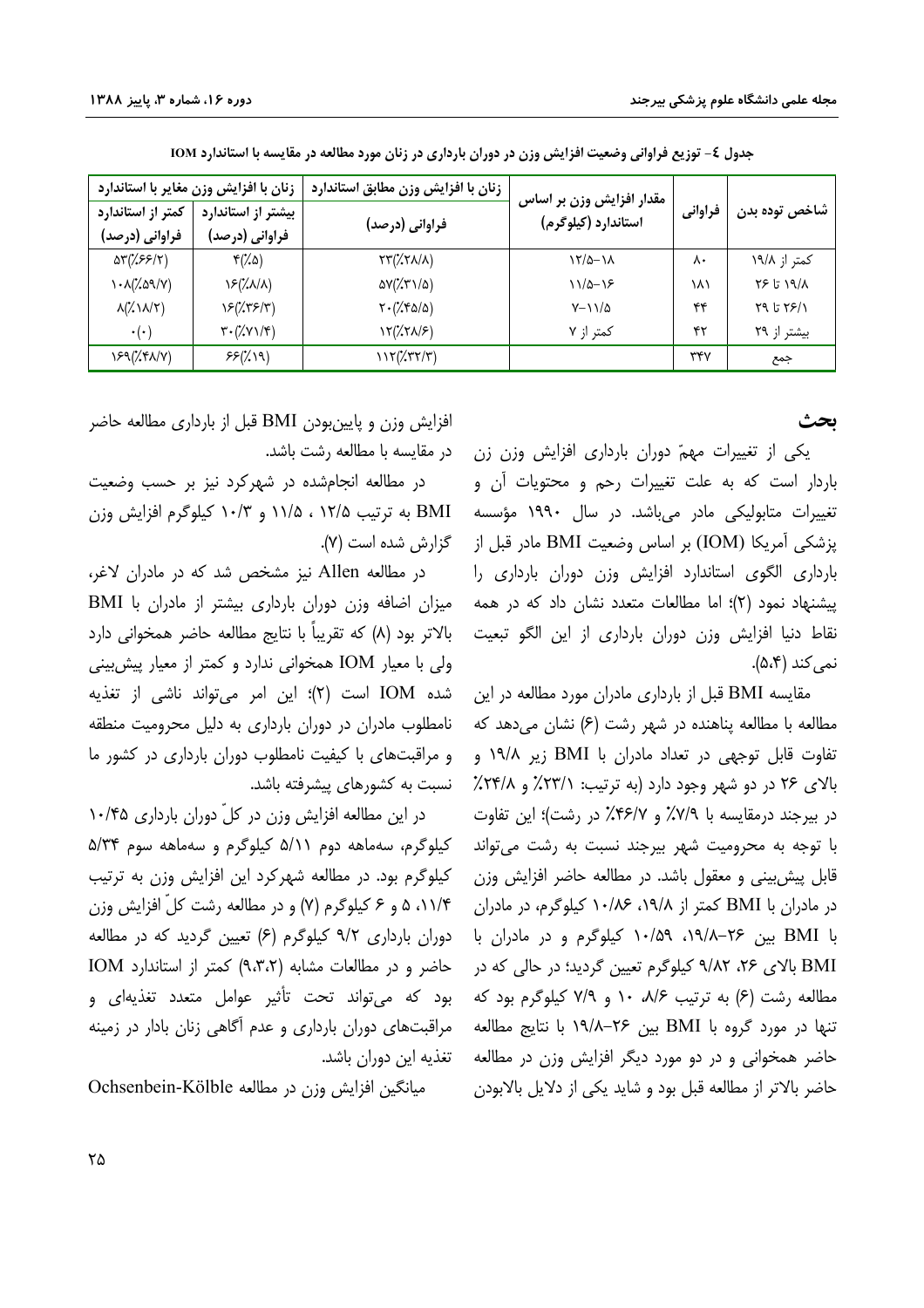جدول ٤- توزیع فراوانی وضعیت افزایش وزن در دوران بارداری در زنان مورد مطالعه در مقایسه با استاندارد IOM

| شاخص توده بدن | فراوانی | مقدار افزایش وزن بر اساس استاندارد (کیلوگرم) | زنان با افزایش وزن مطابق استاندارد | زنان با افزایش وزن مغایر با استاندارد | |
|---|---|---|---|---|---|
| | | | فراوانی (درصد) | بیشتر از استاندارد فراوانی (درصد) | کمتر از استاندارد فراوانی (درصد) |
| کمتر از ۱۹/۸ | ۸۰ | ۱۸-۱۲/۵ | (٪۲۸/۸)۲۳ | (٪۵)۴ | (٪۶۶/۲)۵۳ |
| ۱۹/۸ تا ۲۶ | ۱۸۱ | ۱۶-۱۱/۵ | (٪۳۱/۵)۵۷ | (٪۸/۸)۱۶ | (٪۵۹/۷)۱۰۸ |
| ۲۶/۱ تا ۲۹ | ۴۴ | ۱۱/۵-۷ | (٪۴۵/۵)۲۰ | (٪۳۶/۳)۱۶ | (٪۱۸/۲)۸ |
| بیشتر از ۲۹ | ۴۲ | کمتر از ۷ | (٪۲۸/۶)۱۲ | (٪۷۱/۴)۳۰ | (٠)٠ |
| جمع | ۳۴۷ | | (٪۳۲/۳)۱۱۲ | (٪۱۹)۶۶ | (٪۴۸/۷)۱۶۹ |

## بحث

یکی از تغییرات مهمّ دوران بارداری افزایش وزن زن باردار است که به علت تغییرات رحم و محتویات آن و تغییرات متابولیکی مادر می‌باشد. در سال ۱۹۹۰ مؤسسه پزشکی آمریکا (IOM) بر اساس وضعیت BMI مادر قبل از بارداری الگوی استاندارد افزایش وزن دوران بارداری را پیشنهاد نمود (۲)؛ اما مطالعات متعدد نشان داد که در همه نقاط دنیا افزایش وزن دوران بارداری از این الگو تبعیت نمی‌کند (۴،۵).

مقایسه BMI قبل از بارداری مادران مورد مطالعه در این مطالعه با مطالعه پناهنده در شهر رشت (۶) نشان می‌دهد که تفاوت قابل توجهی در تعداد مادران با BMI زیر ۱۹/۸ و بالای ۲۶ در دو شهر وجود دارد (به ترتیب: ٪۲۳/۱ و ٪۲۴/۸ در بیرجند درمقایسه با ٪۷/۹ و ٪۴۶/۷ در رشت)؛ این تفاوت با توجه به محرومیت شهر بیرجند نسبت به رشت می‌تواند قابل پیش‌بینی و معقول باشد. در مطالعه حاضر افزایش وزن در مادران با BMI کمتر از ۱۹/۸، ۱۰/۸۶ کیلوگرم، در مادران با BMI بین ۲۶-۱۹/۸، ۱۰/۵۹ کیلوگرم و در مادران با BMI بالای ۲۶، ۹/۸۲ کیلوگرم تعیین گردید؛ در حالی که در مطالعه رشت (۶) به ترتیب ۸/۶، ۱۰ و ۷/۹ کیلوگرم بود که تنها در مورد گروه با BMI بین ۲۶-۱۹/۸ با نتایج مطالعه حاضر همخوانی و در دو مورد دیگر افزایش وزن در مطالعه حاضر بالاتر از مطالعه قبل بود و شاید یکی از دلایل بالابودن افزایش وزن و پایین‌بودن BMI قبل از بارداری مطالعه حاضر در مقایسه با مطالعه رشت باشد.

در مطالعه انجام‌شده در شهرکرد نیز بر حسب وضعیت BMI به ترتیب ۱۲/۵ ، ۱۱/۵ و ۱۰/۳ کیلوگرم افزایش وزن گزارش شده است (۷).

در مطالعه Allen نیز مشخص شد که در مادران لاغر، میزان اضافه وزن دوران بارداری بیشتر از مادران با BMI بالاتر بود (۸) که تقریباً با نتایج مطالعه حاضر همخوانی دارد ولی با معیار IOM همخوانی ندارد و کمتر از معیار پیش‌بینی شده IOM است (۲)؛ این امر می‌تواند ناشی از تغذیه نامطلوب مادران در دوران بارداری به دلیل محرومیت منطقه و مراقبت‌های با کیفیت نامطلوب دوران بارداری در کشور ما نسبت به کشورهای پیشرفته باشد.

در این مطالعه افزایش وزن در کلّ دوران بارداری ۱۰/۴۵ کیلوگرم، سه‌ماهه دوم ۵/۱۱ کیلوگرم و سه‌ماهه سوم ۵/۳۴ کیلوگرم بود. در مطالعه شهرکرد این افزایش وزن به ترتیب ۱۱/۴، ۵ و ۶ کیلوگرم (۷) و در مطالعه رشت کلّ افزایش وزن دوران بارداری ۹/۲ کیلوگرم (۶) تعیین گردید که در مطالعه حاضر و در مطالعات مشابه (۲،۳،۹) کمتر از استاندارد IOM بود که می‌تواند تحت تأثیر عوامل متعدد تغذیه‌ای و مراقبت‌های دوران بارداری و عدم آگاهی زنان بادار در زمینه تغذیه این دوران باشد.

میانگین افزایش وزن در مطالعه Ochsenbein-Kölble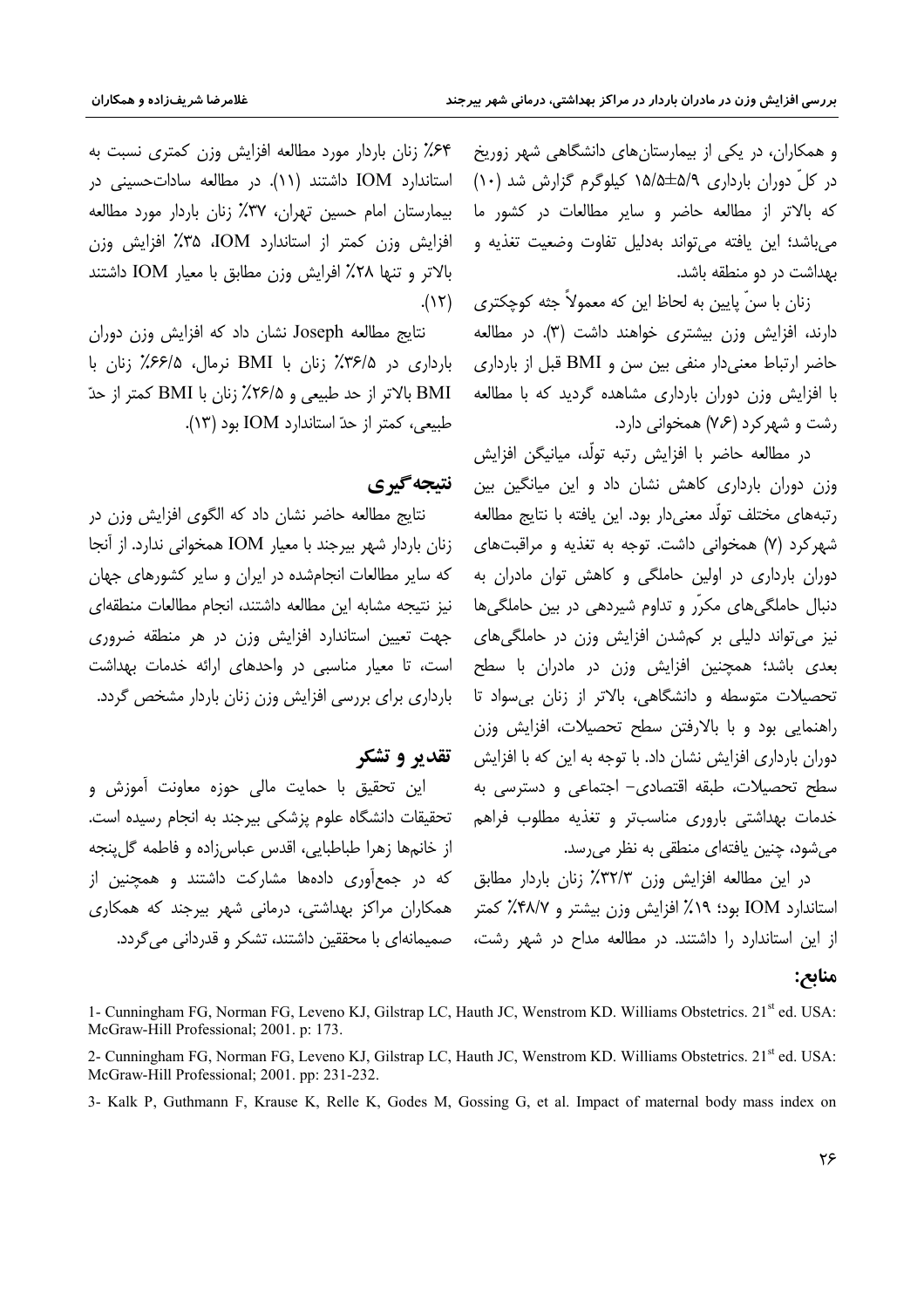و همکاران، در یکی از بیمارستان‌های دانشگاهی شهر زوریخ در کلّ دوران بارداری ۵/۹±۱۵/۵ کیلوگرم گزارش شد (۱۰) که بالاتر از مطالعه حاضر و سایر مطالعات در کشور ما می‌باشد؛ این یافته می‌تواند به‌دلیل تفاوت وضعیت تغذیه و بهداشت در دو منطقه باشد.

زنان با سنّ پایین به لحاظ این که معمولاً جثه کوچکتری دارند، افزایش وزن بیشتری خواهند داشت (۳). در مطالعه حاضر ارتباط معنی‌دار منفی بین سن و BMI قبل از بارداری با افزایش وزن دوران بارداری مشاهده گردید که با مطالعه رشت و شهرکرد (۶،۷) همخوانی دارد.

در مطالعه حاضر با افزایش رتبه تولّد، میانگین افزایش وزن دوران بارداری کاهش نشان داد و این میانگین بین رتبه‌های مختلف تولّد معنی‌دار بود. این یافته با نتایج مطالعه شهرکرد (۷) همخوانی داشت. توجه به تغذیه و مراقبت‌های دوران بارداری در اولین حاملگی و کاهش توان مادران به دنبال حاملگی‌های مکرّر و تداوم شیردهی در بین حاملگی‌ها نیز می‌تواند دلیلی بر کم‌شدن افزایش وزن در حاملگی‌های بعدی باشد؛ همچنین افزایش وزن در مادران با سطح تحصیلات متوسطه و دانشگاهی، بالاتر از زنان بی‌سواد تا راهنمایی بود و با بالارفتن سطح تحصیلات، افزایش وزن دوران بارداری افزایش نشان داد. با توجه به این که با افزایش سطح تحصیلات، طبقه اقتصادی- اجتماعی و دسترسی به خدمات بهداشتی باروری مناسب‌تر و تغذیه مطلوب فراهم می‌شود، چنین یافته‌ای منطقی به نظر می‌رسد.

در این مطالعه افزایش وزن ۳۲/۳٪ زنان باردار مطابق استاندارد IOM بود؛ ۱۹٪ افزایش وزن بیشتر و ۴۸/۷٪ کمتر از این استاندارد را داشتند. در مطالعه مداح در شهر رشت، ۶۴٪ زنان باردار مورد مطالعه افزایش وزن کمتری نسبت به استاندارد IOM داشتند (۱۱). در مطالعه سادات‌حسینی در بیمارستان امام حسین تهران، ۳۷٪ زنان باردار مورد مطالعه افزایش وزن کمتر از استاندارد IOM، ۳۵٪ افزایش وزن بالاتر و تنها ۲۸٪ افرایش وزن مطابق با معیار IOM داشتند (۱۲).

نتایج مطالعه Joseph نشان داد که افزایش وزن دوران بارداری در ۳۶/۵٪ زنان با BMI نرمال، ۶۶/۵٪ زنان با BMI بالاتر از حد طبیعی و ۲۶/۵٪ زنان با BMI کمتر از حدّ طبیعی، کمتر از حدّ استاندارد IOM بود (۱۳).

## نتیجه‌گیری

نتایج مطالعه حاضر نشان داد که الگوی افزایش وزن در زنان باردار شهر بیرجند با معیار IOM همخوانی ندارد. از آنجا که سایر مطالعات انجام‌شده در ایران و سایر کشورهای جهان نیز نتیجه مشابه این مطالعه داشتند، انجام مطالعات منطقه‌ای جهت تعیین استاندارد افزایش وزن در هر منطقه ضروری است، تا معیار مناسبی در واحدهای ارائه خدمات بهداشت باروری برای بررسی افزایش وزن زنان باردار مشخص گردد.

## تقدیر و تشکر

این تحقیق با حمایت مالی حوزه معاونت آموزش و تحقیقات دانشگاه علوم پزشکی بیرجند به انجام رسیده است. از خانم‌ها زهرا طباطبایی، اقدس عباس‌زاده و فاطمه گل‌پنجه که در جمع‌آوری داده‌ها مشارکت داشتند و همچنین از همکاران مراکز بهداشتی، درمانی شهر بیرجند که همکاری صمیمانه‌ای با محققین داشتند، تشکر و قدردانی می‌گردد.

## منابع:

1- Cunningham FG, Norman FG, Leveno KJ, Gilstrap LC, Hauth JC, Wenstrom KD. Williams Obstetrics. 21st ed. USA: McGraw-Hill Professional; 2001. p: 173.

2- Cunningham FG, Norman FG, Leveno KJ, Gilstrap LC, Hauth JC, Wenstrom KD. Williams Obstetrics. 21st ed. USA: McGraw-Hill Professional; 2001. pp: 231-232.

3- Kalk P, Guthmann F, Krause K, Relle K, Godes M, Gossing G, et al. Impact of maternal body mass index on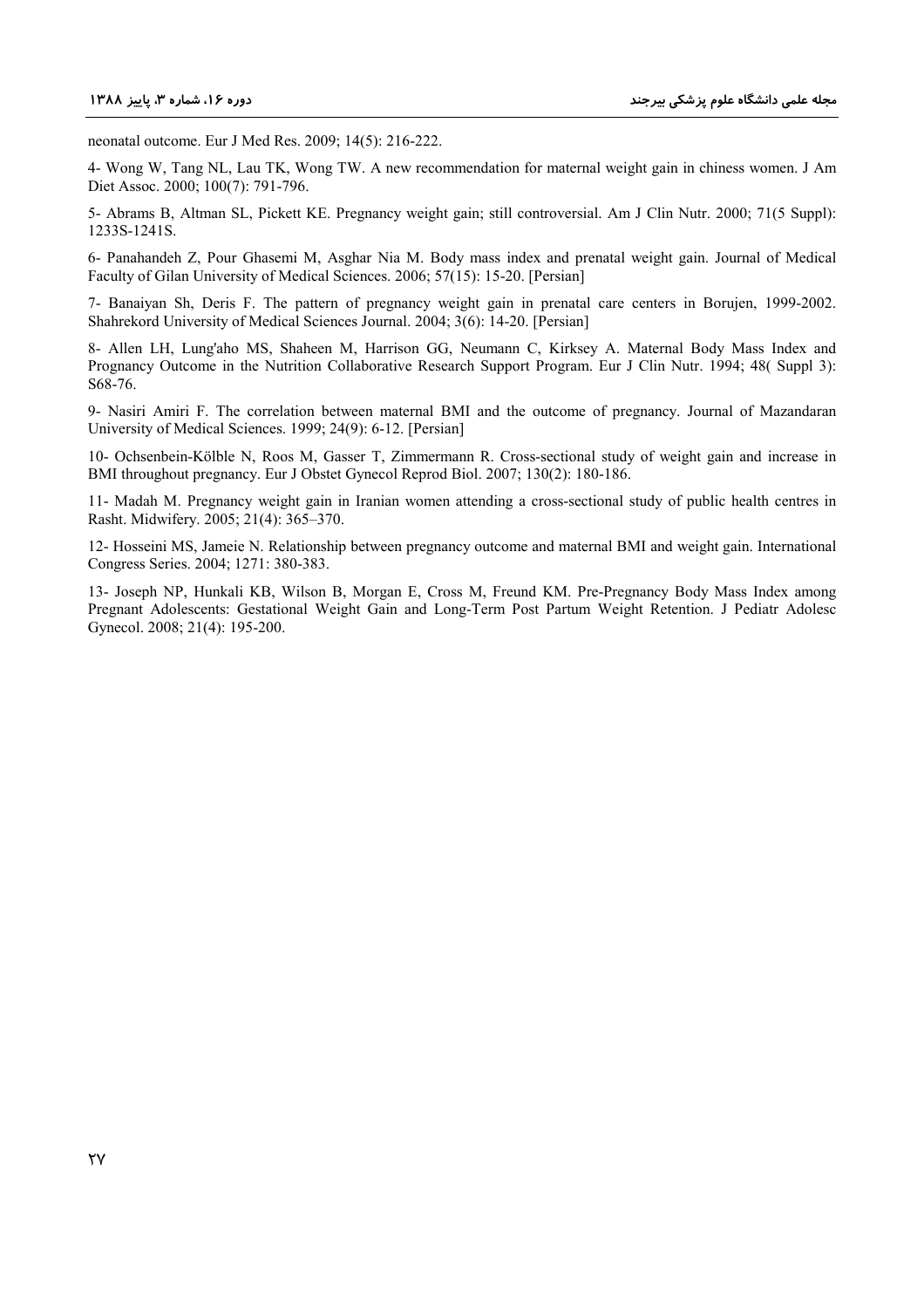neonatal outcome. Eur J Med Res. 2009; 14(5): 216-222.

4- Wong W, Tang NL, Lau TK, Wong TW. A new recommendation for maternal weight gain in chiness women. J Am Diet Assoc. 2000; 100(7): 791-796.

5- Abrams B, Altman SL, Pickett KE. Pregnancy weight gain; still controversial. Am J Clin Nutr. 2000; 71(5 Suppl): 1233S-1241S.

6- Panahandeh Z, Pour Ghasemi M, Asghar Nia M. Body mass index and prenatal weight gain. Journal of Medical Faculty of Gilan University of Medical Sciences. 2006; 57(15): 15-20. [Persian]

7- Banaiyan Sh, Deris F. The pattern of pregnancy weight gain in prenatal care centers in Borujen, 1999-2002. Shahrekord University of Medical Sciences Journal. 2004; 3(6): 14-20. [Persian]

8- Allen LH, Lung'aho MS, Shaheen M, Harrison GG, Neumann C, Kirksey A. Maternal Body Mass Index and Prognancy Outcome in the Nutrition Collaborative Research Support Program. Eur J Clin Nutr. 1994; 48( Suppl 3): S68-76.

9- Nasiri Amiri F. The correlation between maternal BMI and the outcome of pregnancy. Journal of Mazandaran University of Medical Sciences. 1999; 24(9): 6-12. [Persian]

10- Ochsenbein-Kölble N, Roos M, Gasser T, Zimmermann R. Cross-sectional study of weight gain and increase in BMI throughout pregnancy. Eur J Obstet Gynecol Reprod Biol. 2007; 130(2): 180-186.

11- Madah M. Pregnancy weight gain in Iranian women attending a cross-sectional study of public health centres in Rasht. Midwifery. 2005; 21(4): 365–370.

12- Hosseini MS, Jameie N. Relationship between pregnancy outcome and maternal BMI and weight gain. International Congress Series. 2004; 1271: 380-383.

13- Joseph NP, Hunkali KB, Wilson B, Morgan E, Cross M, Freund KM. Pre-Pregnancy Body Mass Index among Pregnant Adolescents: Gestational Weight Gain and Long-Term Post Partum Weight Retention. J Pediatr Adolesc Gynecol. 2008; 21(4): 195-200.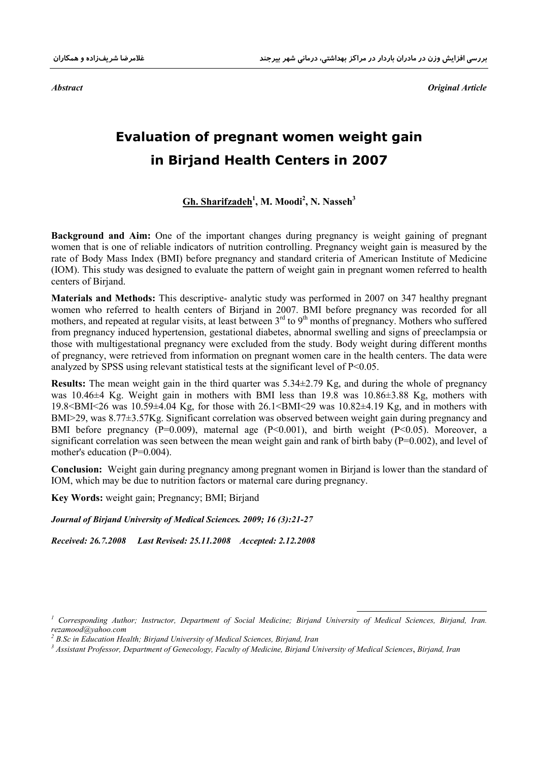*Abstract* *Original Article*

# Evaluation of pregnant women weight gain in Birjand Health Centers in 2007

**Gh. Sharifzadeh[1], M. Moodi[2], N. Nasseh[3]**

**Background and Aim:** One of the important changes during pregnancy is weight gaining of pregnant women that is one of reliable indicators of nutrition controlling. Pregnancy weight gain is measured by the rate of Body Mass Index (BMI) before pregnancy and standard criteria of American Institute of Medicine (IOM). This study was designed to evaluate the pattern of weight gain in pregnant women referred to health centers of Birjand.

**Materials and Methods:** This descriptive- analytic study was performed in 2007 on 347 healthy pregnant women who referred to health centers of Birjand in 2007. BMI before pregnancy was recorded for all mothers, and repeated at regular visits, at least between 3rd to 9th months of pregnancy. Mothers who suffered from pregnancy induced hypertension, gestational diabetes, abnormal swelling and signs of preeclampsia or those with multigestational pregnancy were excluded from the study. Body weight during different months of pregnancy, were retrieved from information on pregnant women care in the health centers. The data were analyzed by SPSS using relevant statistical tests at the significant level of $P<0.05$.

**Results:** The mean weight gain in the third quarter was 5.34±2.79 Kg, and during the whole of pregnancy was 10.46±4 Kg. Weight gain in mothers with BMI less than 19.8 was 10.86±3.88 Kg, mothers with 19.8<BMI<26 was 10.59±4.04 Kg, for those with 26.1<BMI<29 was 10.82±4.19 Kg, and in mothers with BMI>29, was 8.77±3.57Kg. Significant correlation was observed between weight gain during pregnancy and BMI before pregnancy ($P=0.009$), maternal age ($P<0.001$), and birth weight ($P<0.05$). Moreover, a significant correlation was seen between the mean weight gain and rank of birth baby ($P=0.002$), and level of mother's education ($P=0.004$).

**Conclusion:** Weight gain during pregnancy among pregnant women in Birjand is lower than the standard of IOM, which may be due to nutrition factors or maternal care during pregnancy.

**Key Words:** weight gain; Pregnancy; BMI; Birjand

***Journal of Birjand University of Medical Sciences. 2009; 16 (3):21-27***

***Received: 26.7.2008 Last Revised: 25.11.2008 Accepted: 2.12.2008***

---

*[1] Corresponding Author; Instructor, Department of Social Medicine; Birjand University of Medical Sciences, Birjand, Iran. rezamood@yahoo.com*

*[2] B.Sc in Education Health; Birjand University of Medical Sciences, Birjand, Iran*

*[3] Assistant Professor, Department of Genecology, Faculty of Medicine, Birjand University of Medical Sciences, Birjand, Iran*